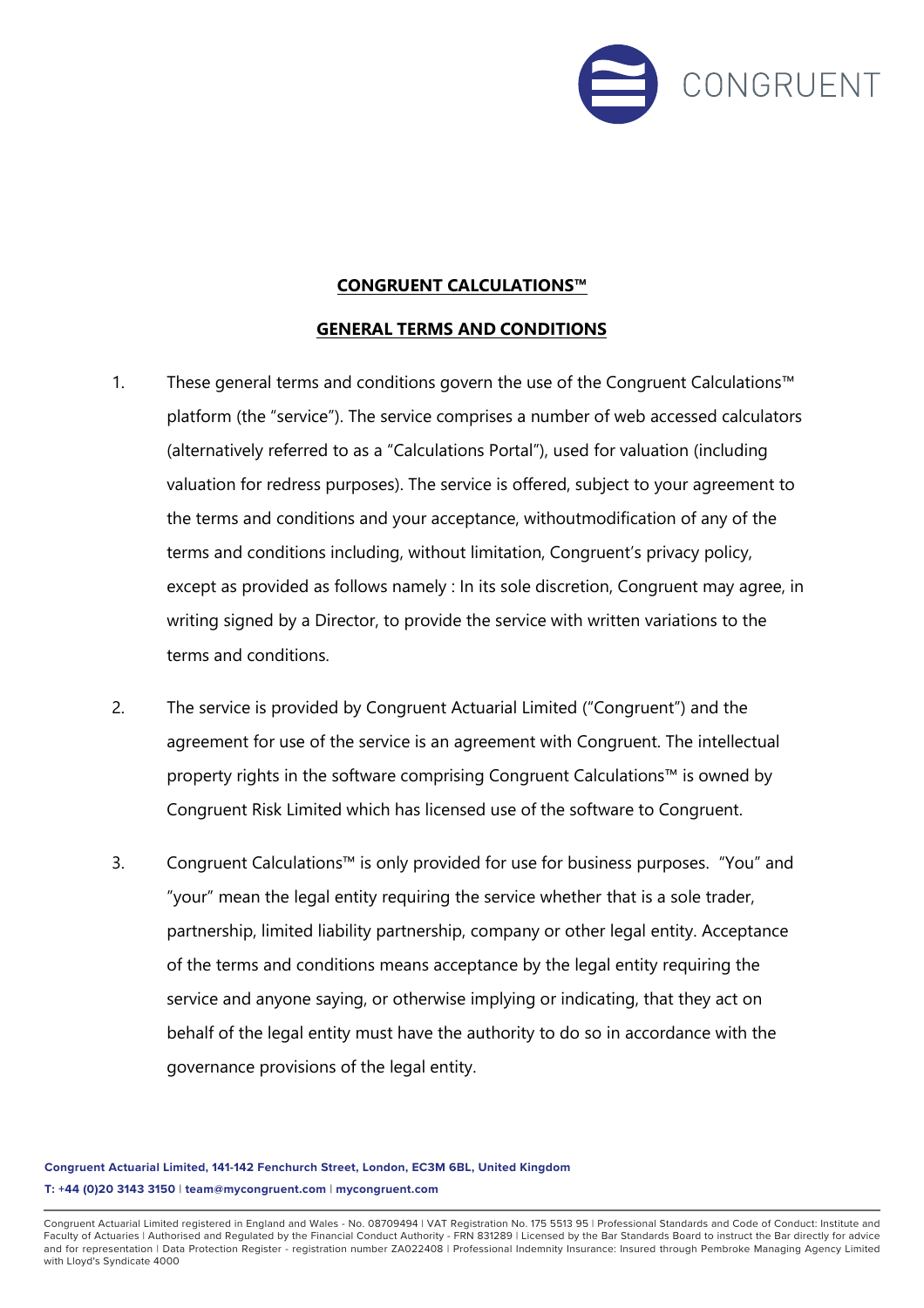**CONGRUENT CALCULATIONS™**

**GENERAL TERMS AND CONDITIONS**

1. These general terms and conditions govern the use of the Congruent Calculations™ platform (the "service"). The service comprises a number of web accessed calculators (alternatively referred to as a "Calculations Portal"), used for valuation (including valuation for redress purposes). The service is offered, subject to your agreement to the terms and conditions and your acceptance, withoutmodification of any of the terms and conditions including, without limitation, Congruent's privacy policy, except as provided as follows namely : In its sole discretion, Congruent may agree, in writing signed by a Director, to provide the service with written variations to the terms and conditions.

2. The service is provided by Congruent Actuarial Limited ("Congruent") and the agreement for use of the service is an agreement with Congruent. The intellectual property rights in the software comprising Congruent Calculations™ is owned by Congruent Risk Limited which has licensed use of the software to Congruent.

3. Congruent Calculations™ is only provided for use for business purposes. "You" and "your" mean the legal entity requiring the service whether that is a sole trader, partnership, limited liability partnership, company or other legal entity. Acceptance of the terms and conditions means acceptance by the legal entity requiring the service and anyone saying, or otherwise implying or indicating, that they act on behalf of the legal entity must have the authority to do so in accordance with the governance provisions of the legal entity.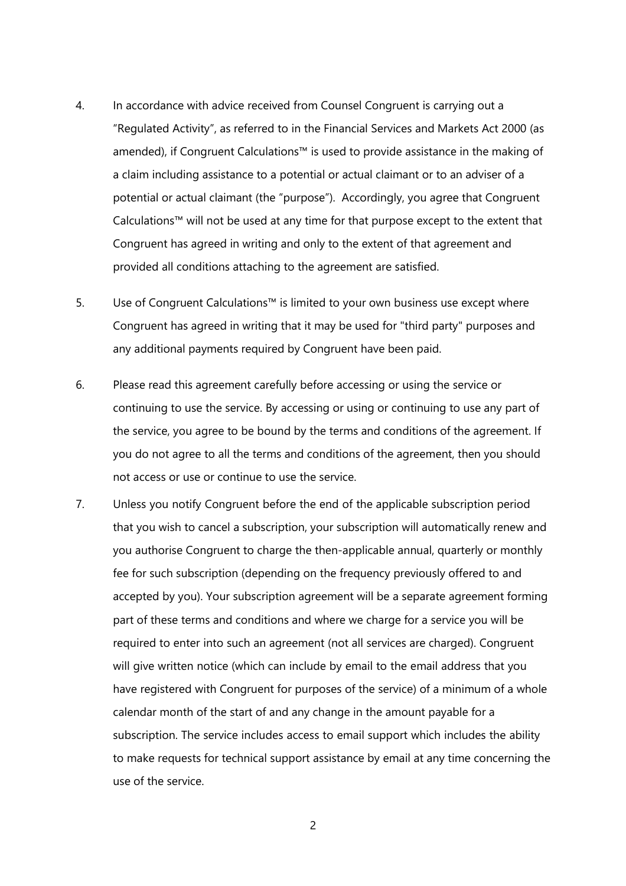4. In accordance with advice received from Counsel Congruent is carrying out a "Regulated Activity", as referred to in the Financial Services and Markets Act 2000 (as amended), if Congruent Calculations™ is used to provide assistance in the making of a claim including assistance to a potential or actual claimant or to an adviser of a potential or actual claimant (the "purpose"). Accordingly, you agree that Congruent Calculations™ will not be used at any time for that purpose except to the extent that Congruent has agreed in writing and only to the extent of that agreement and provided all conditions attaching to the agreement are satisfied.

5. Use of Congruent Calculations™ is limited to your own business use except where Congruent has agreed in writing that it may be used for "third party" purposes and any additional payments required by Congruent have been paid.

6. Please read this agreement carefully before accessing or using the service or continuing to use the service. By accessing or using or continuing to use any part of the service, you agree to be bound by the terms and conditions of the agreement. If you do not agree to all the terms and conditions of the agreement, then you should not access or use or continue to use the service.

7. Unless you notify Congruent before the end of the applicable subscription period that you wish to cancel a subscription, your subscription will automatically renew and you authorise Congruent to charge the then-applicable annual, quarterly or monthly fee for such subscription (depending on the frequency previously offered to and accepted by you). Your subscription agreement will be a separate agreement forming part of these terms and conditions and where we charge for a service you will be required to enter into such an agreement (not all services are charged). Congruent will give written notice (which can include by email to the email address that you have registered with Congruent for purposes of the service) of a minimum of a whole calendar month of the start of and any change in the amount payable for a subscription. The service includes access to email support which includes the ability to make requests for technical support assistance by email at any time concerning the use of the service.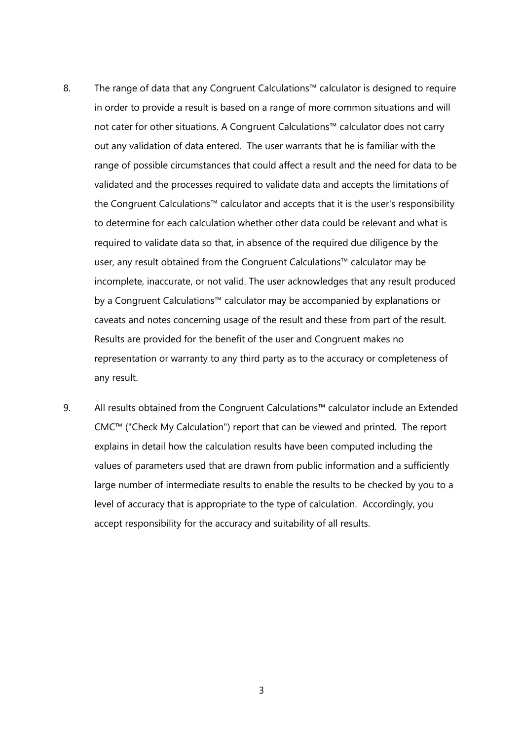8. The range of data that any Congruent Calculations™ calculator is designed to require in order to provide a result is based on a range of more common situations and will not cater for other situations. A Congruent Calculations™ calculator does not carry out any validation of data entered. The user warrants that he is familiar with the range of possible circumstances that could affect a result and the need for data to be validated and the processes required to validate data and accepts the limitations of the Congruent Calculations™ calculator and accepts that it is the user's responsibility to determine for each calculation whether other data could be relevant and what is required to validate data so that, in absence of the required due diligence by the user, any result obtained from the Congruent Calculations™ calculator may be incomplete, inaccurate, or not valid. The user acknowledges that any result produced by a Congruent Calculations™ calculator may be accompanied by explanations or caveats and notes concerning usage of the result and these from part of the result. Results are provided for the benefit of the user and Congruent makes no representation or warranty to any third party as to the accuracy or completeness of any result.

9. All results obtained from the Congruent Calculations™ calculator include an Extended CMC™ ("Check My Calculation") report that can be viewed and printed. The report explains in detail how the calculation results have been computed including the values of parameters used that are drawn from public information and a sufficiently large number of intermediate results to enable the results to be checked by you to a level of accuracy that is appropriate to the type of calculation. Accordingly, you accept responsibility for the accuracy and suitability of all results.